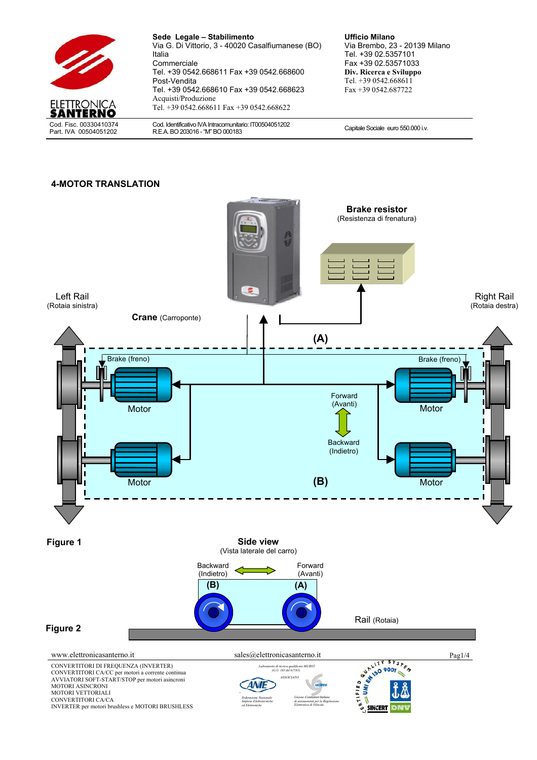| ELETTRONICA SANTERNO | **Sede Legale – Stabilimento**<br>Via G. Di Vittorio, 3 - 40020 Casalfiumanese (BO)<br>Italia<br>Commerciale<br>Tel. +39 0542.668611 Fax +39 0542.668600<br>Post-Vendita<br>Tel. +39 0542.668610 Fax +39 0542.668623<br>Acquisti/Produzione<br>Tel. +39 0542.668611 Fax +39 0542.668622 | **Ufficio Milano**<br>Via Brembo, 23 - 20139 Milano<br>Tel. +39 02.5357101<br>Fax +39 02.53571033<br>**Div. Ricerca e Sviluppo**<br>Tel. +39 0542.668611<br>Fax +39 0542.687722 |
|---|---|---|
| Cod. Fisc. 00330410374<br>Part. IVA 00504051202 | Cod. Identificativo IVA Intracomunitario: IT00504051202<br>R.E.A. BO 203016 - "M" BO 000183 | Capitale Sociale euro 550.000 i.v. |

## 4-MOTOR TRANSLATION

**Brake resistor** (Resistenza di frenatura)

Left Rail (Rotaia sinistra)

Right Rail (Rotaia destra)

**Crane** (Carroponte)

(A)

Brake (freno)

Brake (freno)

Motor

Motor

Forward (Avanti)

Backward (Indietro)

Motor

Motor

(B)

**Figure 1**

**Side view** (Vista laterale del carro)

Backward (Indietro)

Forward (Avanti)

(B)

(A)

Rail (Rotaia)

**Figure 2**

www.elettronicasanterno.it sales@elettronicasanterno.it

CONVERTITORI DI FREQUENZA (INVERTER)
CONVERTITORI CA/CC per motori a corrente continua
AVVIATORI SOFT-START/STOP per motori asincroni
MOTORI ASINCRONI
MOTORI VETTORIALI
CONVERTITORI CA/CA
INVERTER per motori brushless e MOTORI BRUSHLESS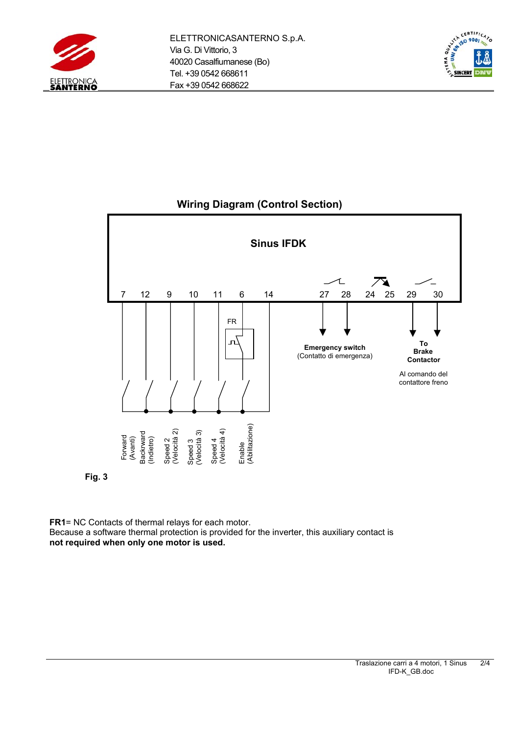## Wiring Diagram (Control Section)

**Sinus IFDK**

7 12 9 10 11 6 14 27 28 24 25 29 30

FR

**Emergency switch**
(Contatto di emergenza)

**To Brake Contactor**

Al comando del contattore freno

Forward (Avanti)
Backrward (Indietro)
Speed 2 (Velocità 2)
Speed 3 (Velocità 3)
Speed 4 (Velocità 4)
Enable (Abilitazione)

**Fig. 3**

**FR1**= NC Contacts of thermal relays for each motor.
Because a software thermal protection is provided for the inverter, this auxiliary contact is **not required when only one motor is used.**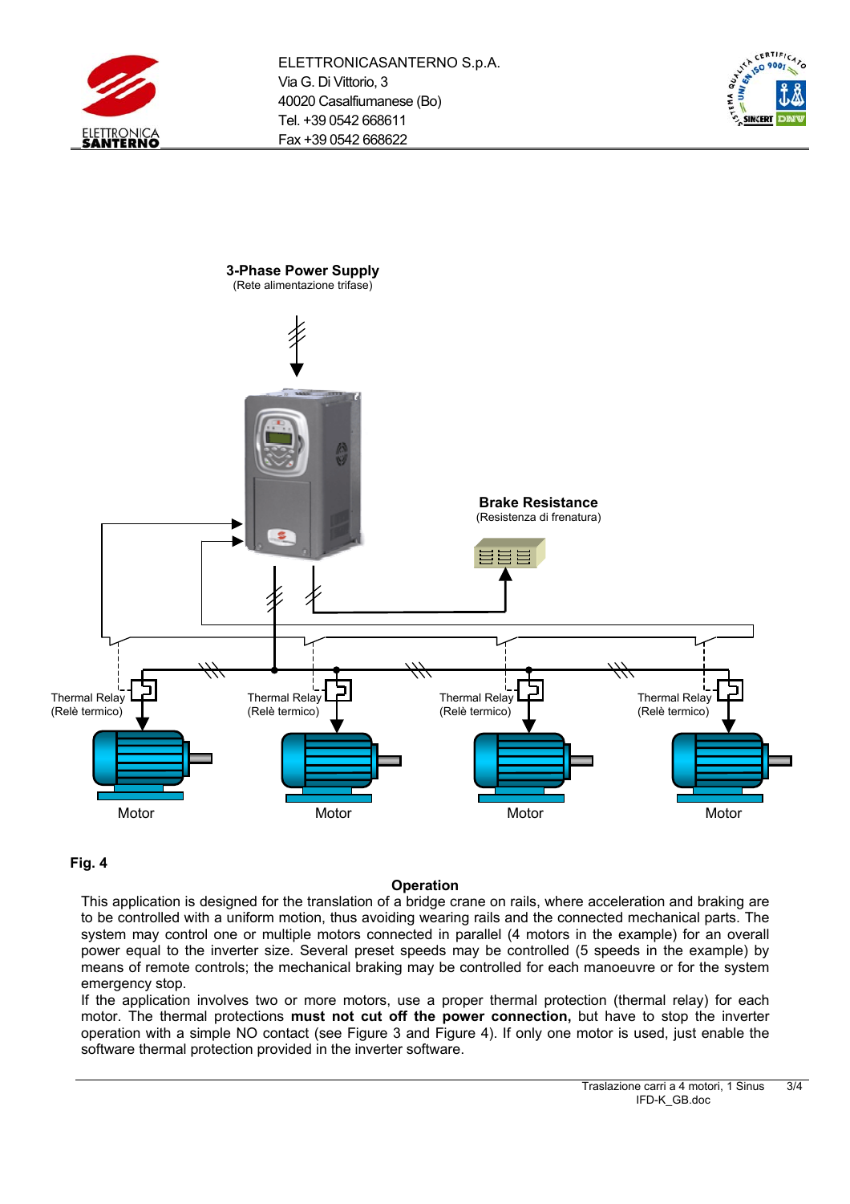3-Phase Power Supply
(Rete alimentazione trifase)

Brake Resistance
(Resistenza di frenatura)

Thermal Relay
(Relè termico)

Thermal Relay
(Relè termico)

Thermal Relay
(Relè termico)

Thermal Relay
(Relè termico)

Motor

Motor

Motor

Motor

**Fig. 4**

## Operation

This application is designed for the translation of a bridge crane on rails, where acceleration and braking are to be controlled with a uniform motion, thus avoiding wearing rails and the connected mechanical parts. The system may control one or multiple motors connected in parallel (4 motors in the example) for an overall power equal to the inverter size. Several preset speeds may be controlled (5 speeds in the example) by means of remote controls; the mechanical braking may be controlled for each manoeuvre or for the system emergency stop.

If the application involves two or more motors, use a proper thermal protection (thermal relay) for each motor. The thermal protections **must not cut off the power connection,** but have to stop the inverter operation with a simple NO contact (see Figure 3 and Figure 4). If only one motor is used, just enable the software thermal protection provided in the inverter software.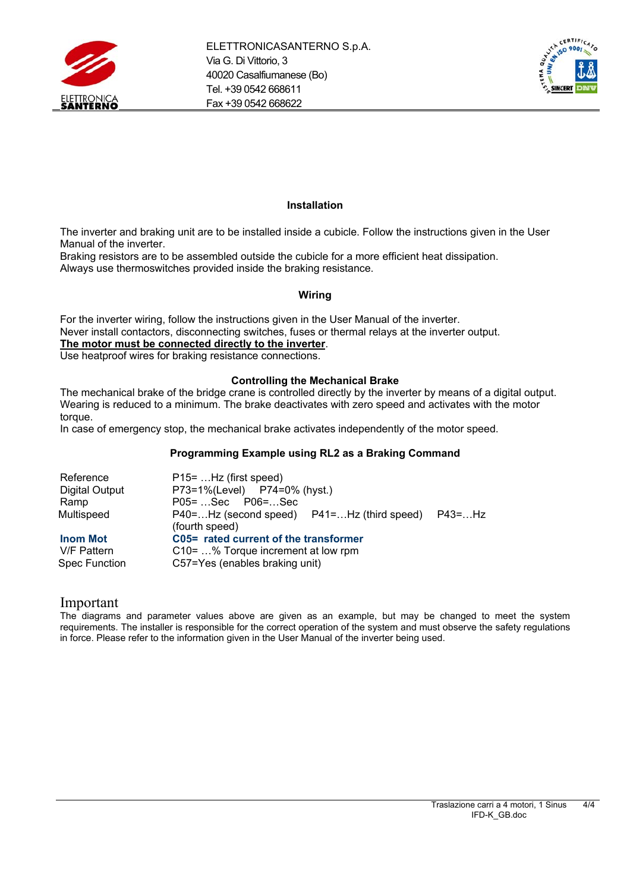### Installation

The inverter and braking unit are to be installed inside a cubicle. Follow the instructions given in the User Manual of the inverter.
Braking resistors are to be assembled outside the cubicle for a more efficient heat dissipation.
Always use thermoswitches provided inside the braking resistance.

### Wiring

For the inverter wiring, follow the instructions given in the User Manual of the inverter.
Never install contactors, disconnecting switches, fuses or thermal relays at the inverter output.
**The motor must be connected directly to the inverter**.
Use heatproof wires for braking resistance connections.

### Controlling the Mechanical Brake

The mechanical brake of the bridge crane is controlled directly by the inverter by means of a digital output. Wearing is reduced to a minimum. The brake deactivates with zero speed and activates with the motor torque.
In case of emergency stop, the mechanical brake activates independently of the motor speed.

### Programming Example using RL2 as a Braking Command

| | |
|---|---|
| Reference | P15= …Hz (first speed) |
| Digital Output | P73=1%(Level) P74=0% (hyst.) |
| Ramp | P05= …Sec P06=…Sec |
| Multispeed | P40=…Hz (second speed) P41=…Hz (third speed) P43=…Hz (fourth speed) |
| **Inom Mot** | **C05= rated current of the transformer** |
| V/F Pattern | C10= …% Torque increment at low rpm |
| Spec Function | C57=Yes (enables braking unit) |

## Important

The diagrams and parameter values above are given as an example, but may be changed to meet the system requirements. The installer is responsible for the correct operation of the system and must observe the safety regulations in force. Please refer to the information given in the User Manual of the inverter being used.